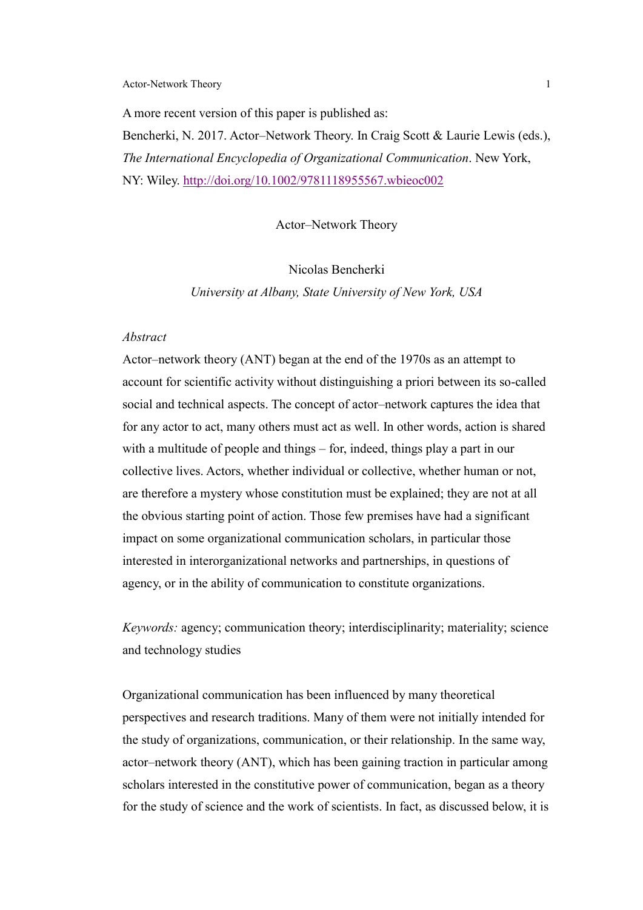A more recent version of this paper is published as:
Bencherki, N. 2017. Actor–Network Theory. In Craig Scott & Laurie Lewis (eds.), *The International Encyclopedia of Organizational Communication*. New York, NY: Wiley. http://doi.org/10.1002/9781118955567.wbieoc002

# Actor–Network Theory

Nicolas Bencherki
*University at Albany, State University of New York, USA*

*Abstract*

Actor–network theory (ANT) began at the end of the 1970s as an attempt to account for scientific activity without distinguishing a priori between its so-called social and technical aspects. The concept of actor–network captures the idea that for any actor to act, many others must act as well. In other words, action is shared with a multitude of people and things – for, indeed, things play a part in our collective lives. Actors, whether individual or collective, whether human or not, are therefore a mystery whose constitution must be explained; they are not at all the obvious starting point of action. Those few premises have had a significant impact on some organizational communication scholars, in particular those interested in interorganizational networks and partnerships, in questions of agency, or in the ability of communication to constitute organizations.

*Keywords:* agency; communication theory; interdisciplinarity; materiality; science and technology studies

Organizational communication has been influenced by many theoretical perspectives and research traditions. Many of them were not initially intended for the study of organizations, communication, or their relationship. In the same way, actor–network theory (ANT), which has been gaining traction in particular among scholars interested in the constitutive power of communication, began as a theory for the study of science and the work of scientists. In fact, as discussed below, it is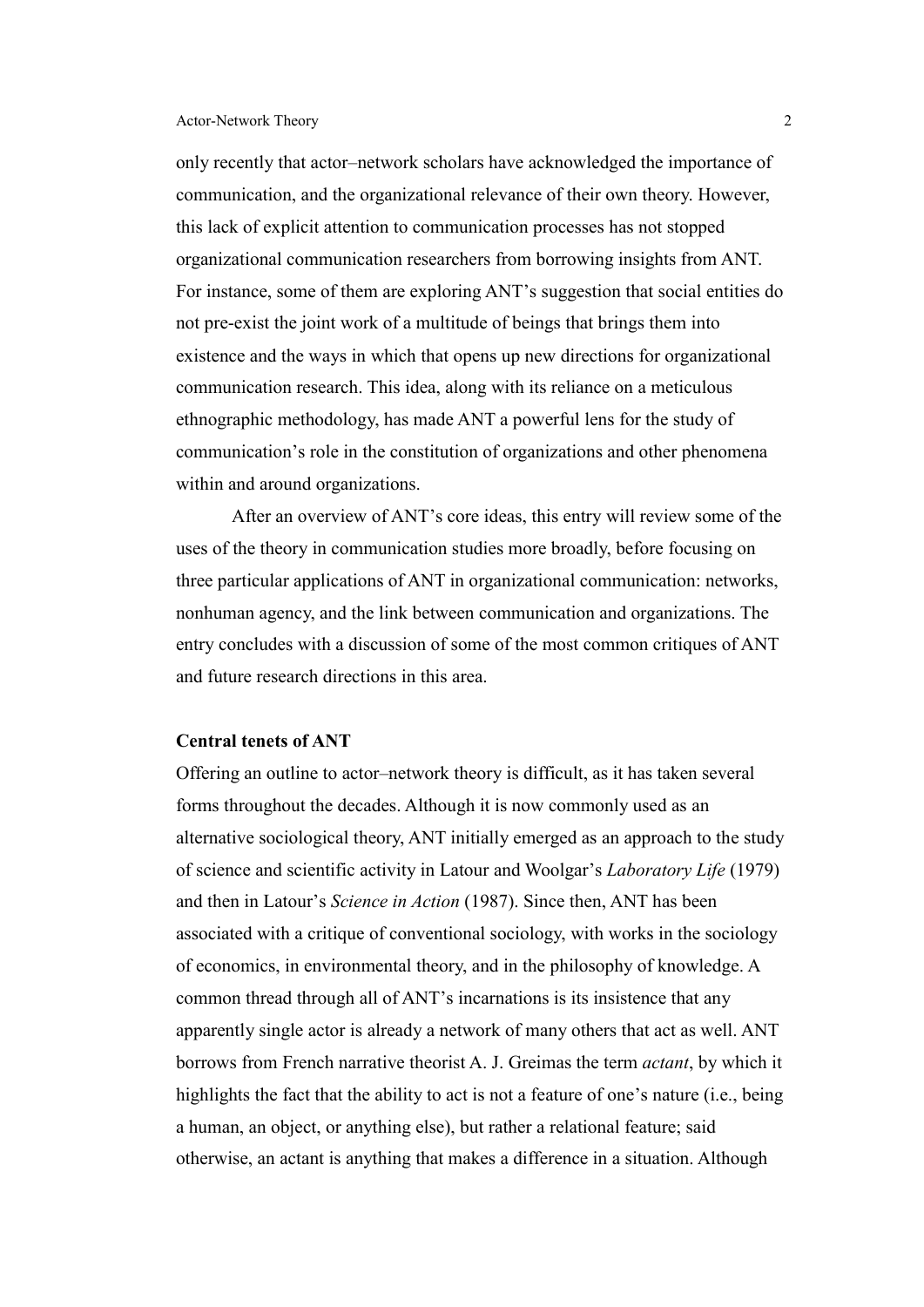only recently that actor–network scholars have acknowledged the importance of communication, and the organizational relevance of their own theory. However, this lack of explicit attention to communication processes has not stopped organizational communication researchers from borrowing insights from ANT. For instance, some of them are exploring ANT's suggestion that social entities do not pre-exist the joint work of a multitude of beings that brings them into existence and the ways in which that opens up new directions for organizational communication research. This idea, along with its reliance on a meticulous ethnographic methodology, has made ANT a powerful lens for the study of communication's role in the constitution of organizations and other phenomena within and around organizations.

After an overview of ANT's core ideas, this entry will review some of the uses of the theory in communication studies more broadly, before focusing on three particular applications of ANT in organizational communication: networks, nonhuman agency, and the link between communication and organizations. The entry concludes with a discussion of some of the most common critiques of ANT and future research directions in this area.

## Central tenets of ANT

Offering an outline to actor–network theory is difficult, as it has taken several forms throughout the decades. Although it is now commonly used as an alternative sociological theory, ANT initially emerged as an approach to the study of science and scientific activity in Latour and Woolgar's *Laboratory Life* (1979) and then in Latour's *Science in Action* (1987). Since then, ANT has been associated with a critique of conventional sociology, with works in the sociology of economics, in environmental theory, and in the philosophy of knowledge. A common thread through all of ANT's incarnations is its insistence that any apparently single actor is already a network of many others that act as well. ANT borrows from French narrative theorist A. J. Greimas the term *actant*, by which it highlights the fact that the ability to act is not a feature of one's nature (i.e., being a human, an object, or anything else), but rather a relational feature; said otherwise, an actant is anything that makes a difference in a situation. Although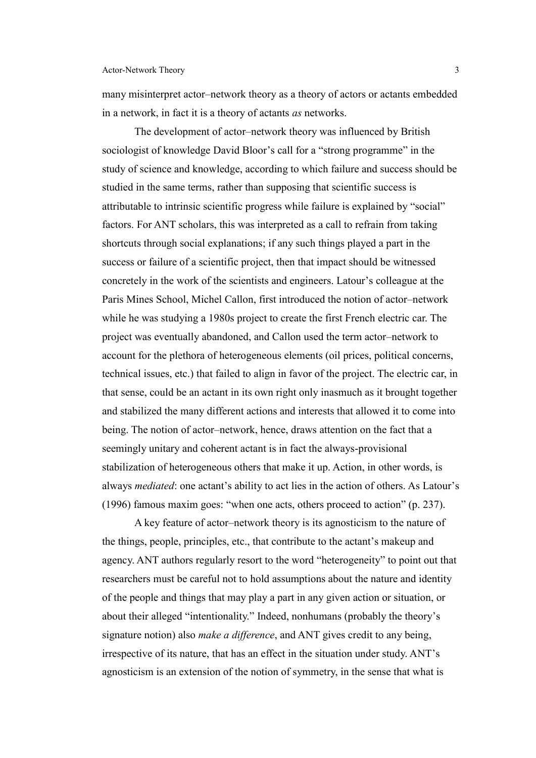many misinterpret actor–network theory as a theory of actors or actants embedded in a network, in fact it is a theory of actants *as* networks.

The development of actor–network theory was influenced by British sociologist of knowledge David Bloor's call for a "strong programme" in the study of science and knowledge, according to which failure and success should be studied in the same terms, rather than supposing that scientific success is attributable to intrinsic scientific progress while failure is explained by "social" factors. For ANT scholars, this was interpreted as a call to refrain from taking shortcuts through social explanations; if any such things played a part in the success or failure of a scientific project, then that impact should be witnessed concretely in the work of the scientists and engineers. Latour's colleague at the Paris Mines School, Michel Callon, first introduced the notion of actor–network while he was studying a 1980s project to create the first French electric car. The project was eventually abandoned, and Callon used the term actor–network to account for the plethora of heterogeneous elements (oil prices, political concerns, technical issues, etc.) that failed to align in favor of the project. The electric car, in that sense, could be an actant in its own right only inasmuch as it brought together and stabilized the many different actions and interests that allowed it to come into being. The notion of actor–network, hence, draws attention on the fact that a seemingly unitary and coherent actant is in fact the always-provisional stabilization of heterogeneous others that make it up. Action, in other words, is always *mediated*: one actant's ability to act lies in the action of others. As Latour's (1996) famous maxim goes: "when one acts, others proceed to action" (p. 237).

A key feature of actor–network theory is its agnosticism to the nature of the things, people, principles, etc., that contribute to the actant's makeup and agency. ANT authors regularly resort to the word "heterogeneity" to point out that researchers must be careful not to hold assumptions about the nature and identity of the people and things that may play a part in any given action or situation, or about their alleged "intentionality." Indeed, nonhumans (probably the theory's signature notion) also *make a difference*, and ANT gives credit to any being, irrespective of its nature, that has an effect in the situation under study. ANT's agnosticism is an extension of the notion of symmetry, in the sense that what is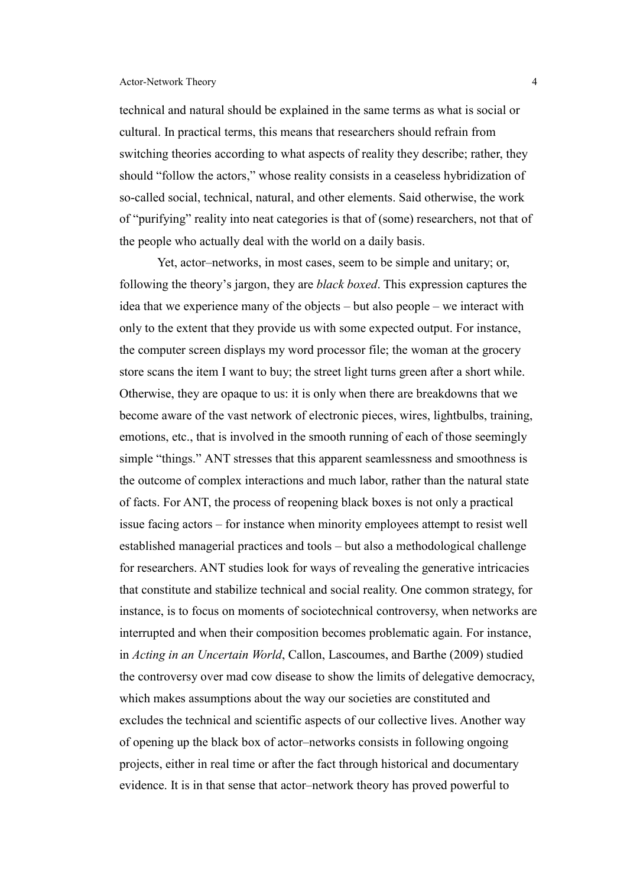technical and natural should be explained in the same terms as what is social or cultural. In practical terms, this means that researchers should refrain from switching theories according to what aspects of reality they describe; rather, they should "follow the actors," whose reality consists in a ceaseless hybridization of so-called social, technical, natural, and other elements. Said otherwise, the work of "purifying" reality into neat categories is that of (some) researchers, not that of the people who actually deal with the world on a daily basis.

Yet, actor–networks, in most cases, seem to be simple and unitary; or, following the theory's jargon, they are *black boxed*. This expression captures the idea that we experience many of the objects – but also people – we interact with only to the extent that they provide us with some expected output. For instance, the computer screen displays my word processor file; the woman at the grocery store scans the item I want to buy; the street light turns green after a short while. Otherwise, they are opaque to us: it is only when there are breakdowns that we become aware of the vast network of electronic pieces, wires, lightbulbs, training, emotions, etc., that is involved in the smooth running of each of those seemingly simple "things." ANT stresses that this apparent seamlessness and smoothness is the outcome of complex interactions and much labor, rather than the natural state of facts. For ANT, the process of reopening black boxes is not only a practical issue facing actors – for instance when minority employees attempt to resist well established managerial practices and tools – but also a methodological challenge for researchers. ANT studies look for ways of revealing the generative intricacies that constitute and stabilize technical and social reality. One common strategy, for instance, is to focus on moments of sociotechnical controversy, when networks are interrupted and when their composition becomes problematic again. For instance, in *Acting in an Uncertain World*, Callon, Lascoumes, and Barthe (2009) studied the controversy over mad cow disease to show the limits of delegative democracy, which makes assumptions about the way our societies are constituted and excludes the technical and scientific aspects of our collective lives. Another way of opening up the black box of actor–networks consists in following ongoing projects, either in real time or after the fact through historical and documentary evidence. It is in that sense that actor–network theory has proved powerful to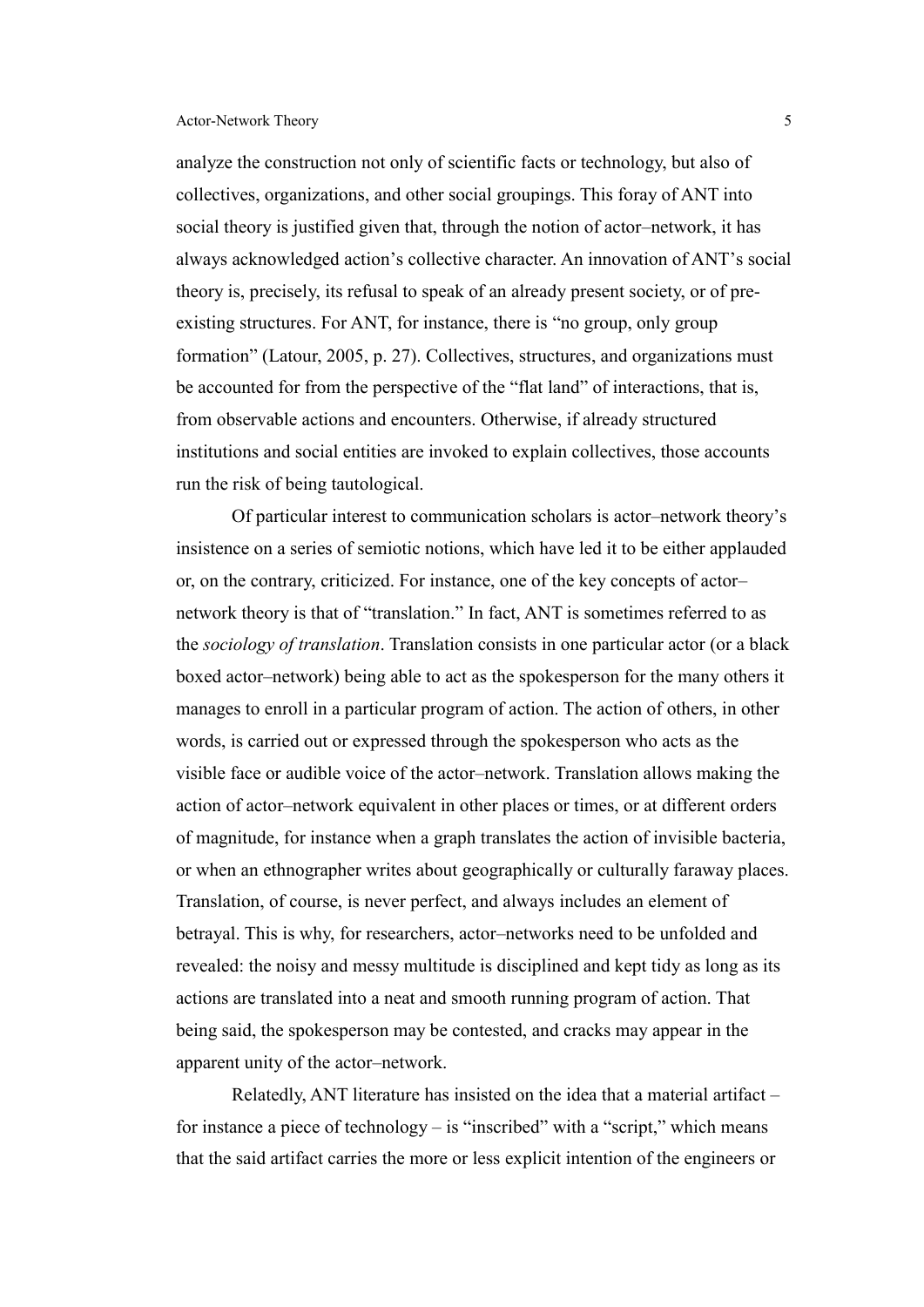analyze the construction not only of scientific facts or technology, but also of collectives, organizations, and other social groupings. This foray of ANT into social theory is justified given that, through the notion of actor–network, it has always acknowledged action's collective character. An innovation of ANT's social theory is, precisely, its refusal to speak of an already present society, or of pre-existing structures. For ANT, for instance, there is "no group, only group formation" (Latour, 2005, p. 27). Collectives, structures, and organizations must be accounted for from the perspective of the "flat land" of interactions, that is, from observable actions and encounters. Otherwise, if already structured institutions and social entities are invoked to explain collectives, those accounts run the risk of being tautological.

Of particular interest to communication scholars is actor–network theory's insistence on a series of semiotic notions, which have led it to be either applauded or, on the contrary, criticized. For instance, one of the key concepts of actor–network theory is that of "translation." In fact, ANT is sometimes referred to as the *sociology of translation*. Translation consists in one particular actor (or a black boxed actor–network) being able to act as the spokesperson for the many others it manages to enroll in a particular program of action. The action of others, in other words, is carried out or expressed through the spokesperson who acts as the visible face or audible voice of the actor–network. Translation allows making the action of actor–network equivalent in other places or times, or at different orders of magnitude, for instance when a graph translates the action of invisible bacteria, or when an ethnographer writes about geographically or culturally faraway places. Translation, of course, is never perfect, and always includes an element of betrayal. This is why, for researchers, actor–networks need to be unfolded and revealed: the noisy and messy multitude is disciplined and kept tidy as long as its actions are translated into a neat and smooth running program of action. That being said, the spokesperson may be contested, and cracks may appear in the apparent unity of the actor–network.

Relatedly, ANT literature has insisted on the idea that a material artifact – for instance a piece of technology – is "inscribed" with a "script," which means that the said artifact carries the more or less explicit intention of the engineers or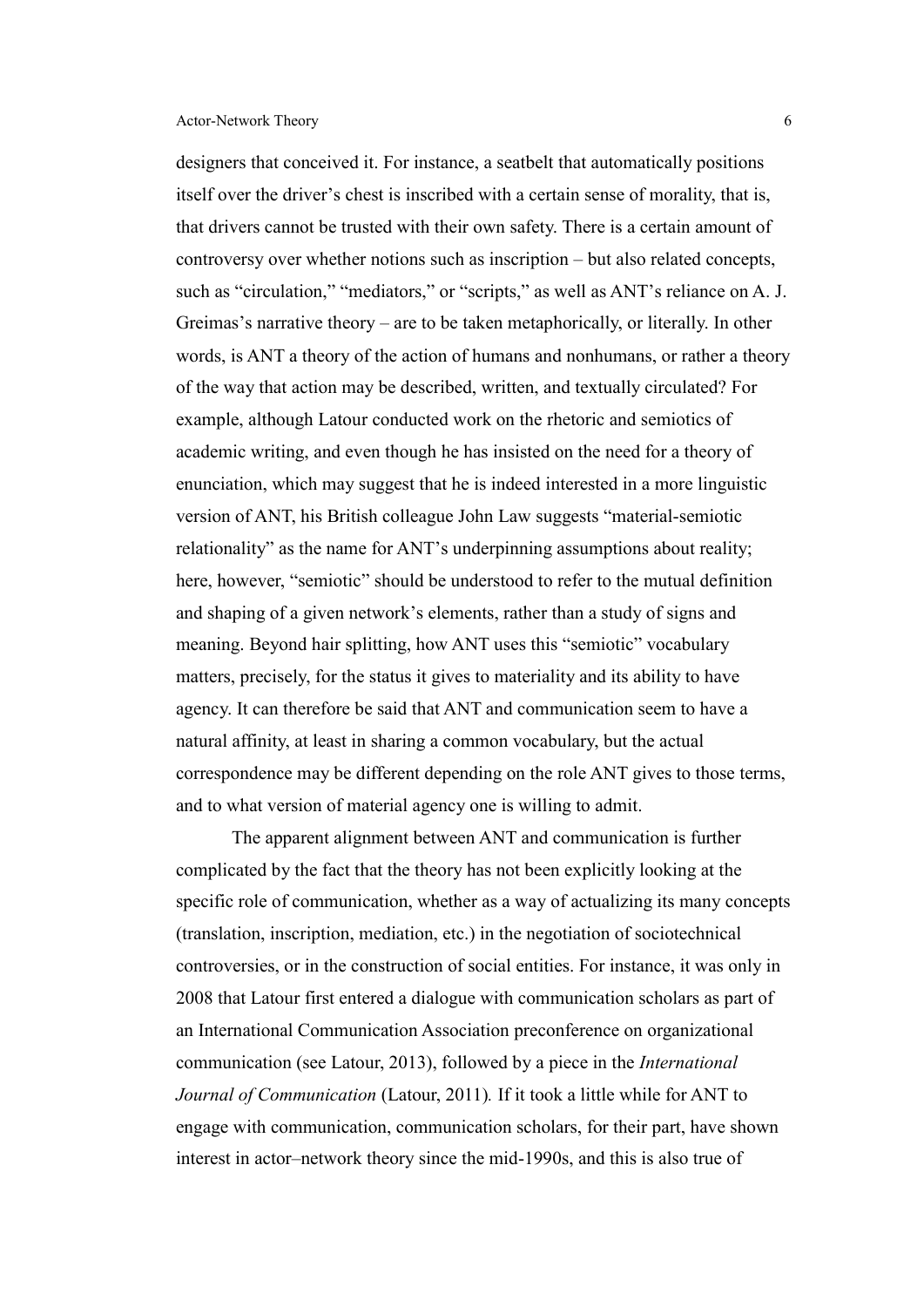designers that conceived it. For instance, a seatbelt that automatically positions itself over the driver's chest is inscribed with a certain sense of morality, that is, that drivers cannot be trusted with their own safety. There is a certain amount of controversy over whether notions such as inscription – but also related concepts, such as "circulation," "mediators," or "scripts," as well as ANT's reliance on A. J. Greimas's narrative theory – are to be taken metaphorically, or literally. In other words, is ANT a theory of the action of humans and nonhumans, or rather a theory of the way that action may be described, written, and textually circulated? For example, although Latour conducted work on the rhetoric and semiotics of academic writing, and even though he has insisted on the need for a theory of enunciation, which may suggest that he is indeed interested in a more linguistic version of ANT, his British colleague John Law suggests "material-semiotic relationality" as the name for ANT's underpinning assumptions about reality; here, however, "semiotic" should be understood to refer to the mutual definition and shaping of a given network's elements, rather than a study of signs and meaning. Beyond hair splitting, how ANT uses this "semiotic" vocabulary matters, precisely, for the status it gives to materiality and its ability to have agency. It can therefore be said that ANT and communication seem to have a natural affinity, at least in sharing a common vocabulary, but the actual correspondence may be different depending on the role ANT gives to those terms, and to what version of material agency one is willing to admit.

The apparent alignment between ANT and communication is further complicated by the fact that the theory has not been explicitly looking at the specific role of communication, whether as a way of actualizing its many concepts (translation, inscription, mediation, etc.) in the negotiation of sociotechnical controversies, or in the construction of social entities. For instance, it was only in 2008 that Latour first entered a dialogue with communication scholars as part of an International Communication Association preconference on organizational communication (see Latour, 2013), followed by a piece in the *International Journal of Communication* (Latour, 2011). If it took a little while for ANT to engage with communication, communication scholars, for their part, have shown interest in actor–network theory since the mid-1990s, and this is also true of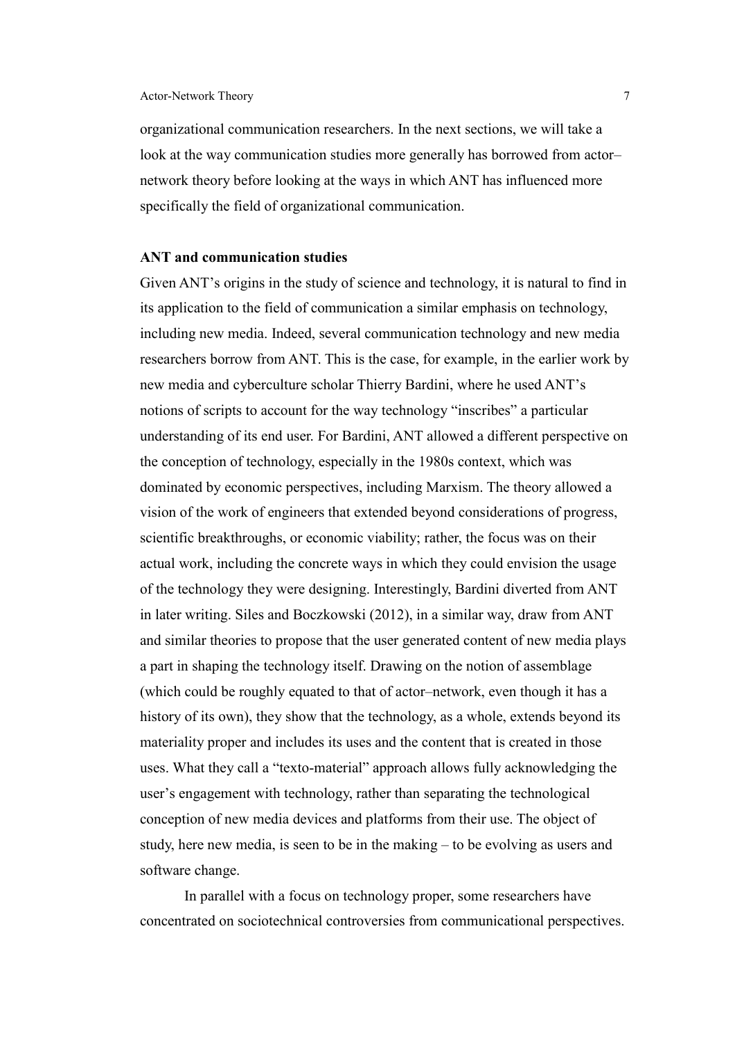organizational communication researchers. In the next sections, we will take a look at the way communication studies more generally has borrowed from actor–network theory before looking at the ways in which ANT has influenced more specifically the field of organizational communication.

## ANT and communication studies

Given ANT's origins in the study of science and technology, it is natural to find in its application to the field of communication a similar emphasis on technology, including new media. Indeed, several communication technology and new media researchers borrow from ANT. This is the case, for example, in the earlier work by new media and cyberculture scholar Thierry Bardini, where he used ANT's notions of scripts to account for the way technology "inscribes" a particular understanding of its end user. For Bardini, ANT allowed a different perspective on the conception of technology, especially in the 1980s context, which was dominated by economic perspectives, including Marxism. The theory allowed a vision of the work of engineers that extended beyond considerations of progress, scientific breakthroughs, or economic viability; rather, the focus was on their actual work, including the concrete ways in which they could envision the usage of the technology they were designing. Interestingly, Bardini diverted from ANT in later writing. Siles and Boczkowski (2012), in a similar way, draw from ANT and similar theories to propose that the user generated content of new media plays a part in shaping the technology itself. Drawing on the notion of assemblage (which could be roughly equated to that of actor–network, even though it has a history of its own), they show that the technology, as a whole, extends beyond its materiality proper and includes its uses and the content that is created in those uses. What they call a "texto-material" approach allows fully acknowledging the user's engagement with technology, rather than separating the technological conception of new media devices and platforms from their use. The object of study, here new media, is seen to be in the making – to be evolving as users and software change.

In parallel with a focus on technology proper, some researchers have concentrated on sociotechnical controversies from communicational perspectives.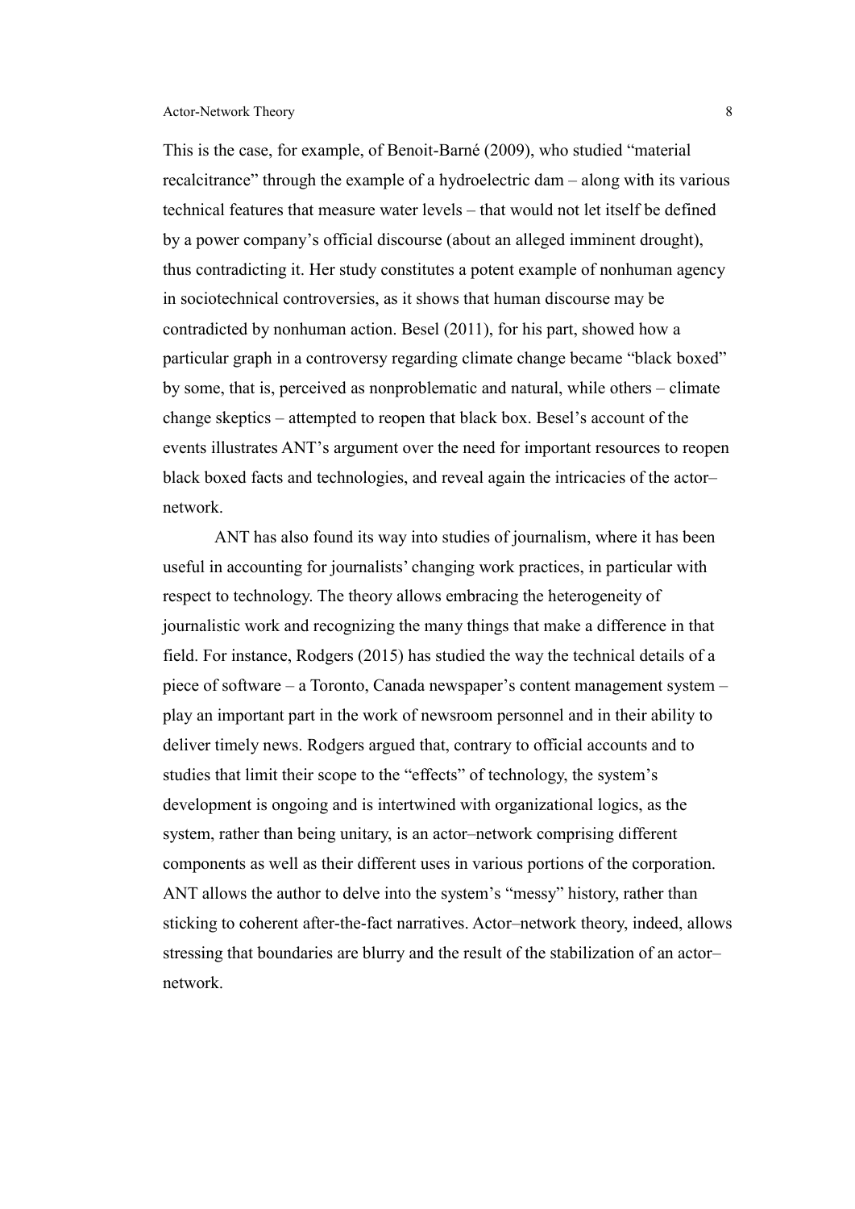This is the case, for example, of Benoit-Barné (2009), who studied "material recalcitrance" through the example of a hydroelectric dam – along with its various technical features that measure water levels – that would not let itself be defined by a power company's official discourse (about an alleged imminent drought), thus contradicting it. Her study constitutes a potent example of nonhuman agency in sociotechnical controversies, as it shows that human discourse may be contradicted by nonhuman action. Besel (2011), for his part, showed how a particular graph in a controversy regarding climate change became "black boxed" by some, that is, perceived as nonproblematic and natural, while others – climate change skeptics – attempted to reopen that black box. Besel's account of the events illustrates ANT's argument over the need for important resources to reopen black boxed facts and technologies, and reveal again the intricacies of the actor–network.

ANT has also found its way into studies of journalism, where it has been useful in accounting for journalists' changing work practices, in particular with respect to technology. The theory allows embracing the heterogeneity of journalistic work and recognizing the many things that make a difference in that field. For instance, Rodgers (2015) has studied the way the technical details of a piece of software – a Toronto, Canada newspaper's content management system – play an important part in the work of newsroom personnel and in their ability to deliver timely news. Rodgers argued that, contrary to official accounts and to studies that limit their scope to the "effects" of technology, the system's development is ongoing and is intertwined with organizational logics, as the system, rather than being unitary, is an actor–network comprising different components as well as their different uses in various portions of the corporation. ANT allows the author to delve into the system's "messy" history, rather than sticking to coherent after-the-fact narratives. Actor–network theory, indeed, allows stressing that boundaries are blurry and the result of the stabilization of an actor–network.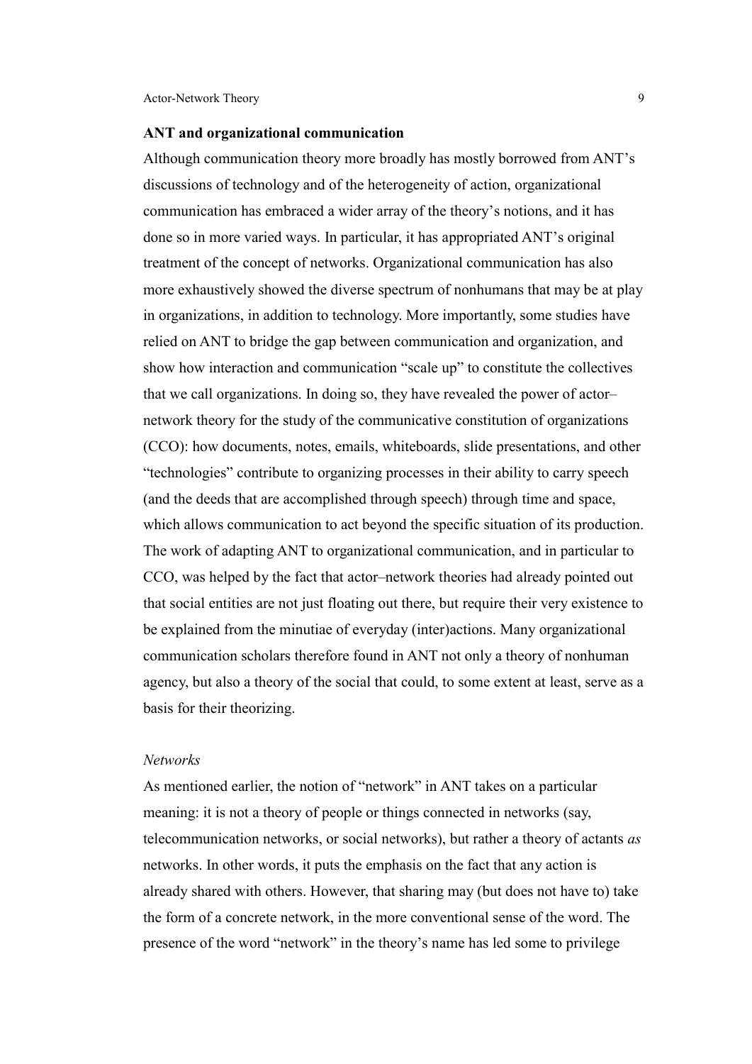## ANT and organizational communication

Although communication theory more broadly has mostly borrowed from ANT's discussions of technology and of the heterogeneity of action, organizational communication has embraced a wider array of the theory's notions, and it has done so in more varied ways. In particular, it has appropriated ANT's original treatment of the concept of networks. Organizational communication has also more exhaustively showed the diverse spectrum of nonhumans that may be at play in organizations, in addition to technology. More importantly, some studies have relied on ANT to bridge the gap between communication and organization, and show how interaction and communication "scale up" to constitute the collectives that we call organizations. In doing so, they have revealed the power of actor–network theory for the study of the communicative constitution of organizations (CCO): how documents, notes, emails, whiteboards, slide presentations, and other "technologies" contribute to organizing processes in their ability to carry speech (and the deeds that are accomplished through speech) through time and space, which allows communication to act beyond the specific situation of its production. The work of adapting ANT to organizational communication, and in particular to CCO, was helped by the fact that actor–network theories had already pointed out that social entities are not just floating out there, but require their very existence to be explained from the minutiae of everyday (inter)actions. Many organizational communication scholars therefore found in ANT not only a theory of nonhuman agency, but also a theory of the social that could, to some extent at least, serve as a basis for their theorizing.

### *Networks*

As mentioned earlier, the notion of "network" in ANT takes on a particular meaning: it is not a theory of people or things connected in networks (say, telecommunication networks, or social networks), but rather a theory of actants *as* networks. In other words, it puts the emphasis on the fact that any action is already shared with others. However, that sharing may (but does not have to) take the form of a concrete network, in the more conventional sense of the word. The presence of the word "network" in the theory's name has led some to privilege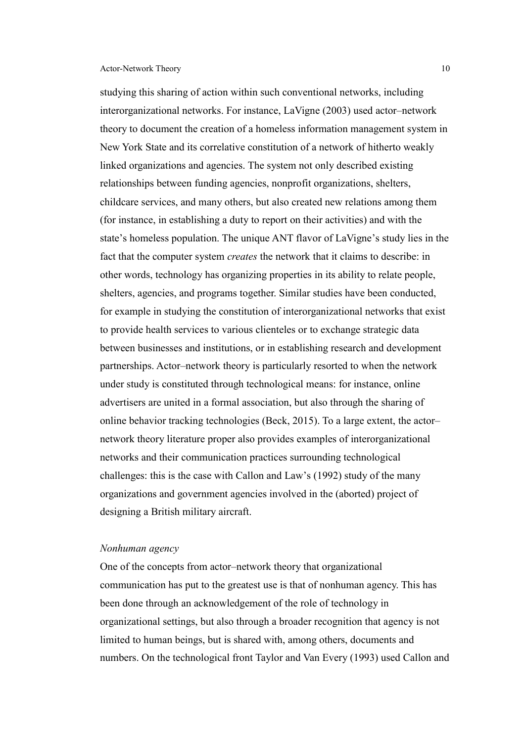studying this sharing of action within such conventional networks, including interorganizational networks. For instance, LaVigne (2003) used actor–network theory to document the creation of a homeless information management system in New York State and its correlative constitution of a network of hitherto weakly linked organizations and agencies. The system not only described existing relationships between funding agencies, nonprofit organizations, shelters, childcare services, and many others, but also created new relations among them (for instance, in establishing a duty to report on their activities) and with the state's homeless population. The unique ANT flavor of LaVigne's study lies in the fact that the computer system *creates* the network that it claims to describe: in other words, technology has organizing properties in its ability to relate people, shelters, agencies, and programs together. Similar studies have been conducted, for example in studying the constitution of interorganizational networks that exist to provide health services to various clienteles or to exchange strategic data between businesses and institutions, or in establishing research and development partnerships. Actor–network theory is particularly resorted to when the network under study is constituted through technological means: for instance, online advertisers are united in a formal association, but also through the sharing of online behavior tracking technologies (Beck, 2015). To a large extent, the actor–network theory literature proper also provides examples of interorganizational networks and their communication practices surrounding technological challenges: this is the case with Callon and Law's (1992) study of the many organizations and government agencies involved in the (aborted) project of designing a British military aircraft.

### *Nonhuman agency*

One of the concepts from actor–network theory that organizational communication has put to the greatest use is that of nonhuman agency. This has been done through an acknowledgement of the role of technology in organizational settings, but also through a broader recognition that agency is not limited to human beings, but is shared with, among others, documents and numbers. On the technological front Taylor and Van Every (1993) used Callon and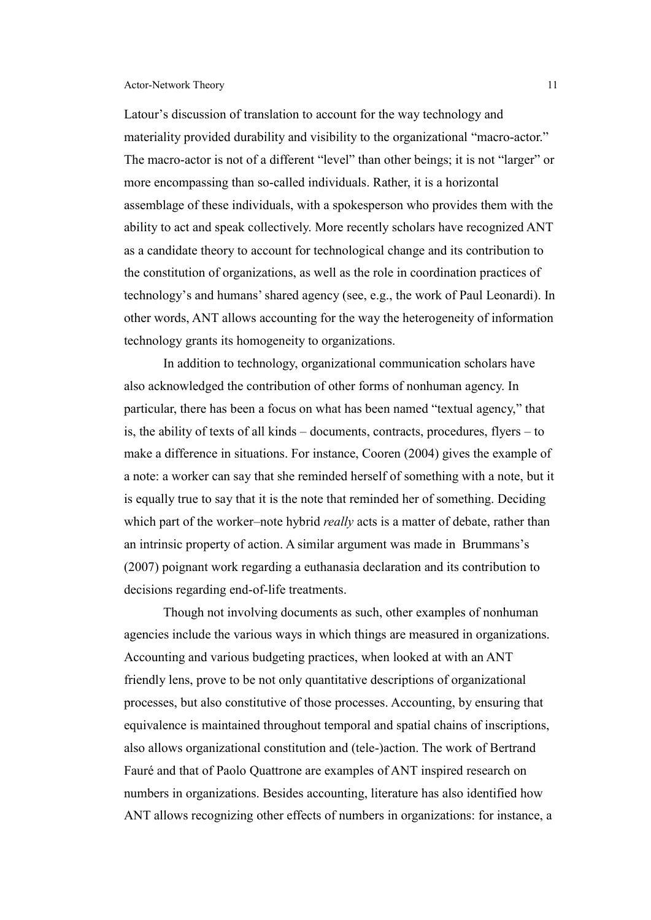Latour's discussion of translation to account for the way technology and materiality provided durability and visibility to the organizational "macro-actor." The macro-actor is not of a different "level" than other beings; it is not "larger" or more encompassing than so-called individuals. Rather, it is a horizontal assemblage of these individuals, with a spokesperson who provides them with the ability to act and speak collectively. More recently scholars have recognized ANT as a candidate theory to account for technological change and its contribution to the constitution of organizations, as well as the role in coordination practices of technology's and humans' shared agency (see, e.g., the work of Paul Leonardi). In other words, ANT allows accounting for the way the heterogeneity of information technology grants its homogeneity to organizations.

In addition to technology, organizational communication scholars have also acknowledged the contribution of other forms of nonhuman agency. In particular, there has been a focus on what has been named "textual agency," that is, the ability of texts of all kinds – documents, contracts, procedures, flyers – to make a difference in situations. For instance, Cooren (2004) gives the example of a note: a worker can say that she reminded herself of something with a note, but it is equally true to say that it is the note that reminded her of something. Deciding which part of the worker–note hybrid *really* acts is a matter of debate, rather than an intrinsic property of action. A similar argument was made in Brummans's (2007) poignant work regarding a euthanasia declaration and its contribution to decisions regarding end-of-life treatments.

Though not involving documents as such, other examples of nonhuman agencies include the various ways in which things are measured in organizations. Accounting and various budgeting practices, when looked at with an ANT friendly lens, prove to be not only quantitative descriptions of organizational processes, but also constitutive of those processes. Accounting, by ensuring that equivalence is maintained throughout temporal and spatial chains of inscriptions, also allows organizational constitution and (tele-)action. The work of Bertrand Fauré and that of Paolo Quattrone are examples of ANT inspired research on numbers in organizations. Besides accounting, literature has also identified how ANT allows recognizing other effects of numbers in organizations: for instance, a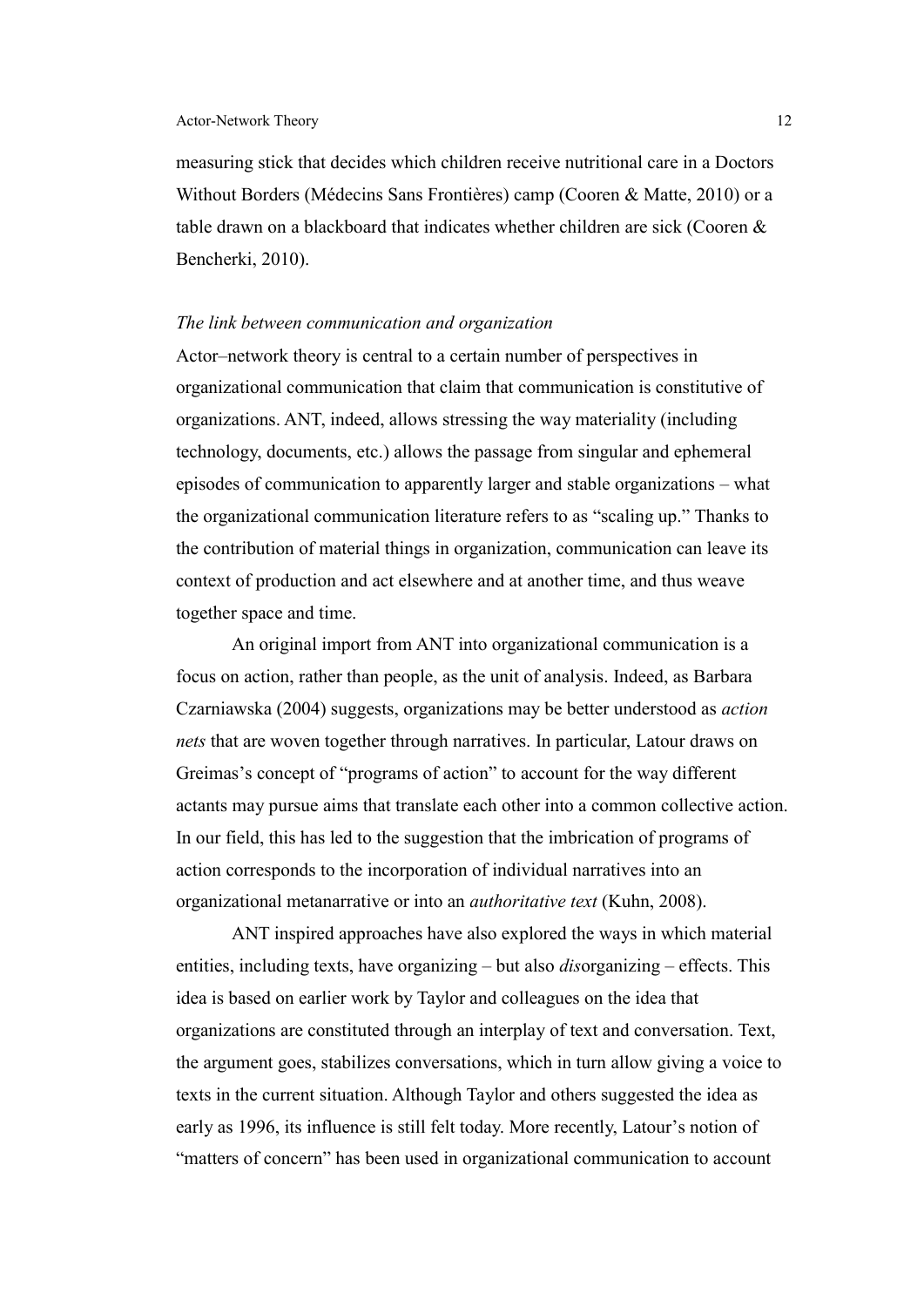measuring stick that decides which children receive nutritional care in a Doctors Without Borders (Médecins Sans Frontières) camp (Cooren & Matte, 2010) or a table drawn on a blackboard that indicates whether children are sick (Cooren & Bencherki, 2010).

*The link between communication and organization*

Actor–network theory is central to a certain number of perspectives in organizational communication that claim that communication is constitutive of organizations. ANT, indeed, allows stressing the way materiality (including technology, documents, etc.) allows the passage from singular and ephemeral episodes of communication to apparently larger and stable organizations – what the organizational communication literature refers to as "scaling up." Thanks to the contribution of material things in organization, communication can leave its context of production and act elsewhere and at another time, and thus weave together space and time.

An original import from ANT into organizational communication is a focus on action, rather than people, as the unit of analysis. Indeed, as Barbara Czarniawska (2004) suggests, organizations may be better understood as *action nets* that are woven together through narratives. In particular, Latour draws on Greimas's concept of "programs of action" to account for the way different actants may pursue aims that translate each other into a common collective action. In our field, this has led to the suggestion that the imbrication of programs of action corresponds to the incorporation of individual narratives into an organizational metanarrative or into an *authoritative text* (Kuhn, 2008).

ANT inspired approaches have also explored the ways in which material entities, including texts, have organizing – but also *dis*organizing – effects. This idea is based on earlier work by Taylor and colleagues on the idea that organizations are constituted through an interplay of text and conversation. Text, the argument goes, stabilizes conversations, which in turn allow giving a voice to texts in the current situation. Although Taylor and others suggested the idea as early as 1996, its influence is still felt today. More recently, Latour's notion of "matters of concern" has been used in organizational communication to account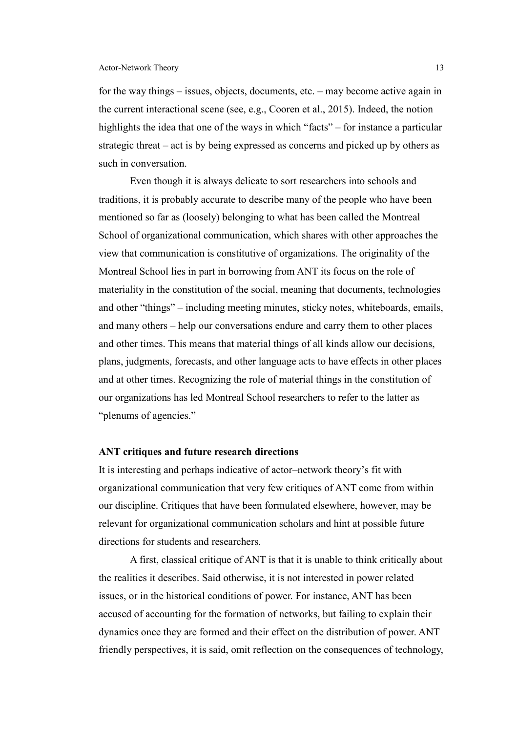for the way things – issues, objects, documents, etc. – may become active again in the current interactional scene (see, e.g., Cooren et al., 2015). Indeed, the notion highlights the idea that one of the ways in which "facts" – for instance a particular strategic threat – act is by being expressed as concerns and picked up by others as such in conversation.

Even though it is always delicate to sort researchers into schools and traditions, it is probably accurate to describe many of the people who have been mentioned so far as (loosely) belonging to what has been called the Montreal School of organizational communication, which shares with other approaches the view that communication is constitutive of organizations. The originality of the Montreal School lies in part in borrowing from ANT its focus on the role of materiality in the constitution of the social, meaning that documents, technologies and other "things" – including meeting minutes, sticky notes, whiteboards, emails, and many others – help our conversations endure and carry them to other places and other times. This means that material things of all kinds allow our decisions, plans, judgments, forecasts, and other language acts to have effects in other places and at other times. Recognizing the role of material things in the constitution of our organizations has led Montreal School researchers to refer to the latter as "plenums of agencies."

## ANT critiques and future research directions

It is interesting and perhaps indicative of actor–network theory's fit with organizational communication that very few critiques of ANT come from within our discipline. Critiques that have been formulated elsewhere, however, may be relevant for organizational communication scholars and hint at possible future directions for students and researchers.

A first, classical critique of ANT is that it is unable to think critically about the realities it describes. Said otherwise, it is not interested in power related issues, or in the historical conditions of power. For instance, ANT has been accused of accounting for the formation of networks, but failing to explain their dynamics once they are formed and their effect on the distribution of power. ANT friendly perspectives, it is said, omit reflection on the consequences of technology,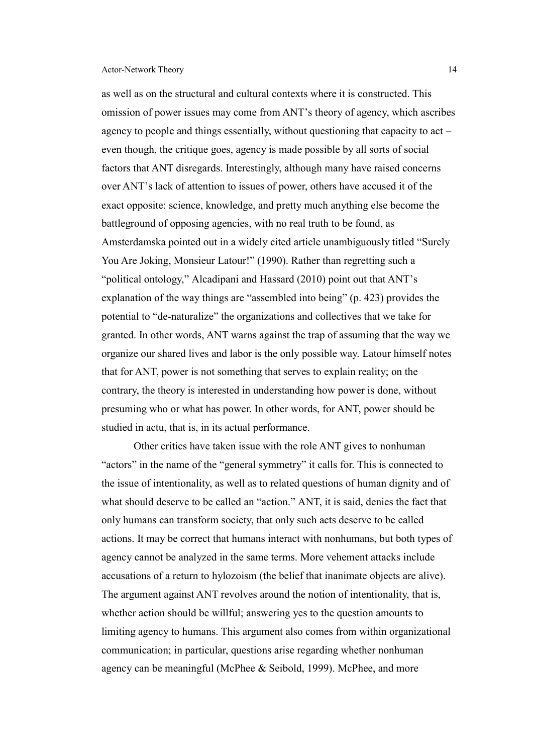as well as on the structural and cultural contexts where it is constructed. This omission of power issues may come from ANT's theory of agency, which ascribes agency to people and things essentially, without questioning that capacity to act – even though, the critique goes, agency is made possible by all sorts of social factors that ANT disregards. Interestingly, although many have raised concerns over ANT's lack of attention to issues of power, others have accused it of the exact opposite: science, knowledge, and pretty much anything else become the battleground of opposing agencies, with no real truth to be found, as Amsterdamska pointed out in a widely cited article unambiguously titled "Surely You Are Joking, Monsieur Latour!" (1990). Rather than regretting such a "political ontology," Alcadipani and Hassard (2010) point out that ANT's explanation of the way things are "assembled into being" (p. 423) provides the potential to "de-naturalize" the organizations and collectives that we take for granted. In other words, ANT warns against the trap of assuming that the way we organize our shared lives and labor is the only possible way. Latour himself notes that for ANT, power is not something that serves to explain reality; on the contrary, the theory is interested in understanding how power is done, without presuming who or what has power. In other words, for ANT, power should be studied in actu, that is, in its actual performance.

Other critics have taken issue with the role ANT gives to nonhuman "actors" in the name of the "general symmetry" it calls for. This is connected to the issue of intentionality, as well as to related questions of human dignity and of what should deserve to be called an "action." ANT, it is said, denies the fact that only humans can transform society, that only such acts deserve to be called actions. It may be correct that humans interact with nonhumans, but both types of agency cannot be analyzed in the same terms. More vehement attacks include accusations of a return to hylozoism (the belief that inanimate objects are alive). The argument against ANT revolves around the notion of intentionality, that is, whether action should be willful; answering yes to the question amounts to limiting agency to humans. This argument also comes from within organizational communication; in particular, questions arise regarding whether nonhuman agency can be meaningful (McPhee & Seibold, 1999). McPhee, and more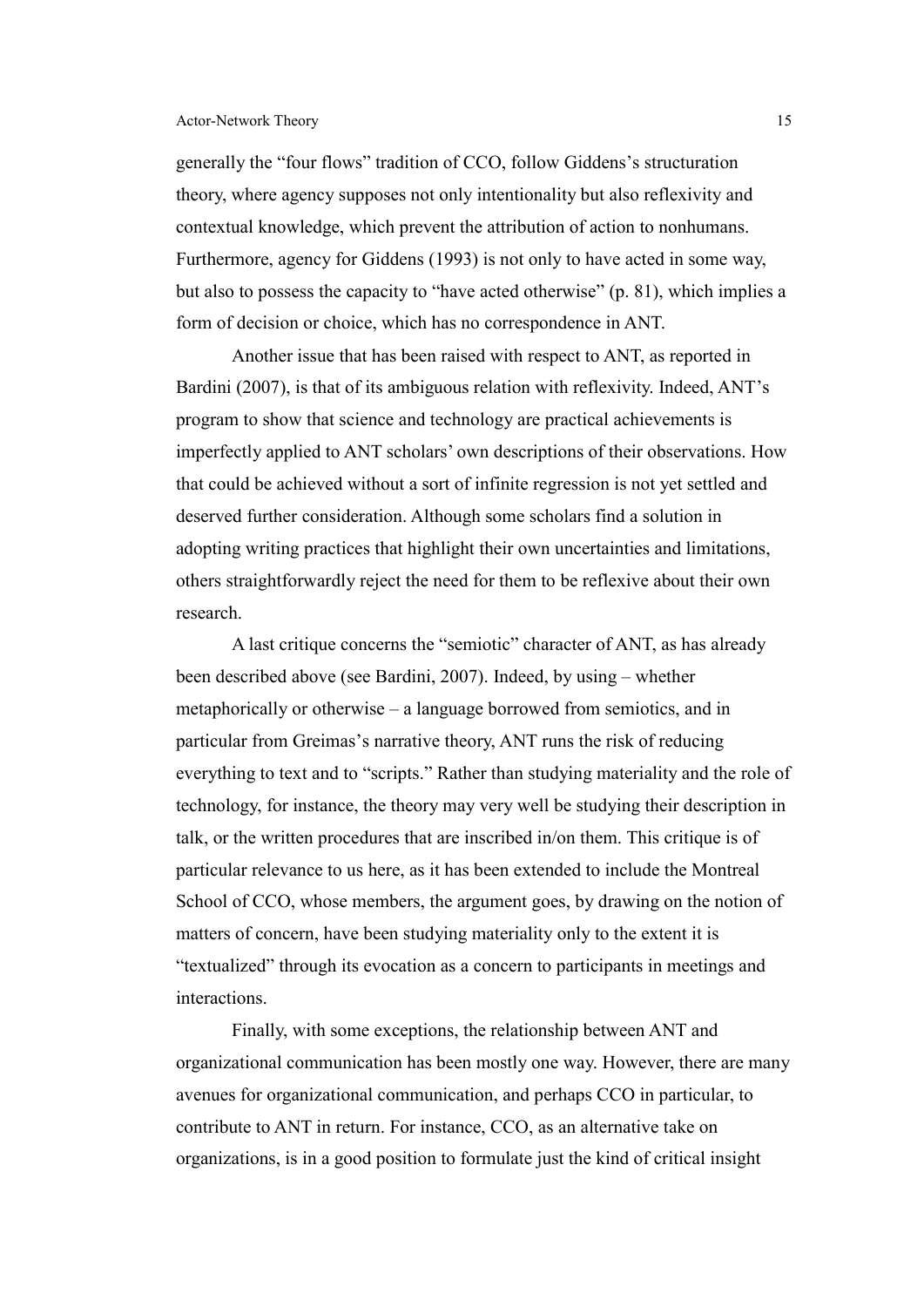generally the "four flows" tradition of CCO, follow Giddens's structuration theory, where agency supposes not only intentionality but also reflexivity and contextual knowledge, which prevent the attribution of action to nonhumans. Furthermore, agency for Giddens (1993) is not only to have acted in some way, but also to possess the capacity to "have acted otherwise" (p. 81), which implies a form of decision or choice, which has no correspondence in ANT.

Another issue that has been raised with respect to ANT, as reported in Bardini (2007), is that of its ambiguous relation with reflexivity. Indeed, ANT's program to show that science and technology are practical achievements is imperfectly applied to ANT scholars' own descriptions of their observations. How that could be achieved without a sort of infinite regression is not yet settled and deserved further consideration. Although some scholars find a solution in adopting writing practices that highlight their own uncertainties and limitations, others straightforwardly reject the need for them to be reflexive about their own research.

A last critique concerns the "semiotic" character of ANT, as has already been described above (see Bardini, 2007). Indeed, by using – whether metaphorically or otherwise – a language borrowed from semiotics, and in particular from Greimas's narrative theory, ANT runs the risk of reducing everything to text and to "scripts." Rather than studying materiality and the role of technology, for instance, the theory may very well be studying their description in talk, or the written procedures that are inscribed in/on them. This critique is of particular relevance to us here, as it has been extended to include the Montreal School of CCO, whose members, the argument goes, by drawing on the notion of matters of concern, have been studying materiality only to the extent it is "textualized" through its evocation as a concern to participants in meetings and interactions.

Finally, with some exceptions, the relationship between ANT and organizational communication has been mostly one way. However, there are many avenues for organizational communication, and perhaps CCO in particular, to contribute to ANT in return. For instance, CCO, as an alternative take on organizations, is in a good position to formulate just the kind of critical insight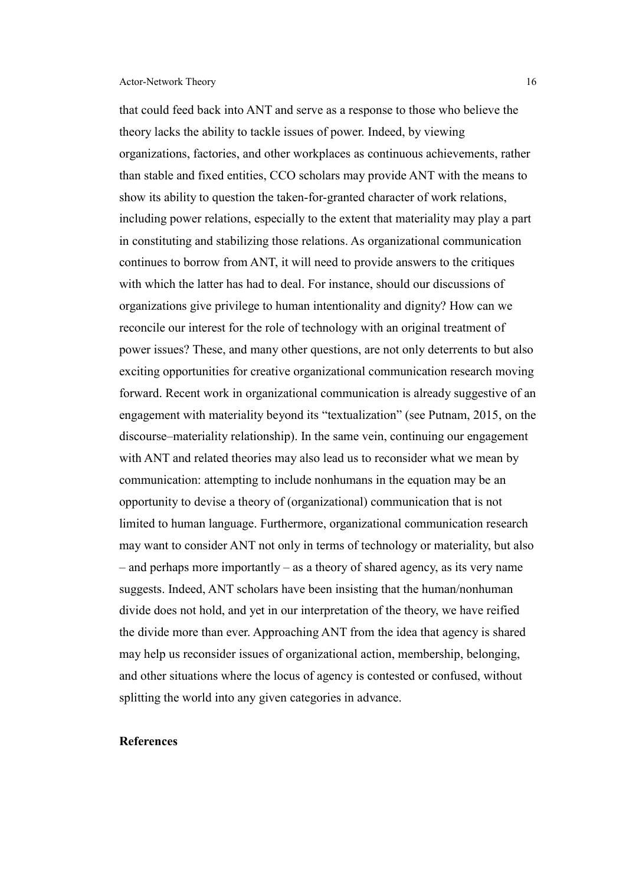that could feed back into ANT and serve as a response to those who believe the theory lacks the ability to tackle issues of power. Indeed, by viewing organizations, factories, and other workplaces as continuous achievements, rather than stable and fixed entities, CCO scholars may provide ANT with the means to show its ability to question the taken-for-granted character of work relations, including power relations, especially to the extent that materiality may play a part in constituting and stabilizing those relations. As organizational communication continues to borrow from ANT, it will need to provide answers to the critiques with which the latter has had to deal. For instance, should our discussions of organizations give privilege to human intentionality and dignity? How can we reconcile our interest for the role of technology with an original treatment of power issues? These, and many other questions, are not only deterrents to but also exciting opportunities for creative organizational communication research moving forward. Recent work in organizational communication is already suggestive of an engagement with materiality beyond its "textualization" (see Putnam, 2015, on the discourse–materiality relationship). In the same vein, continuing our engagement with ANT and related theories may also lead us to reconsider what we mean by communication: attempting to include nonhumans in the equation may be an opportunity to devise a theory of (organizational) communication that is not limited to human language. Furthermore, organizational communication research may want to consider ANT not only in terms of technology or materiality, but also – and perhaps more importantly – as a theory of shared agency, as its very name suggests. Indeed, ANT scholars have been insisting that the human/nonhuman divide does not hold, and yet in our interpretation of the theory, we have reified the divide more than ever. Approaching ANT from the idea that agency is shared may help us reconsider issues of organizational action, membership, belonging, and other situations where the locus of agency is contested or confused, without splitting the world into any given categories in advance.

## References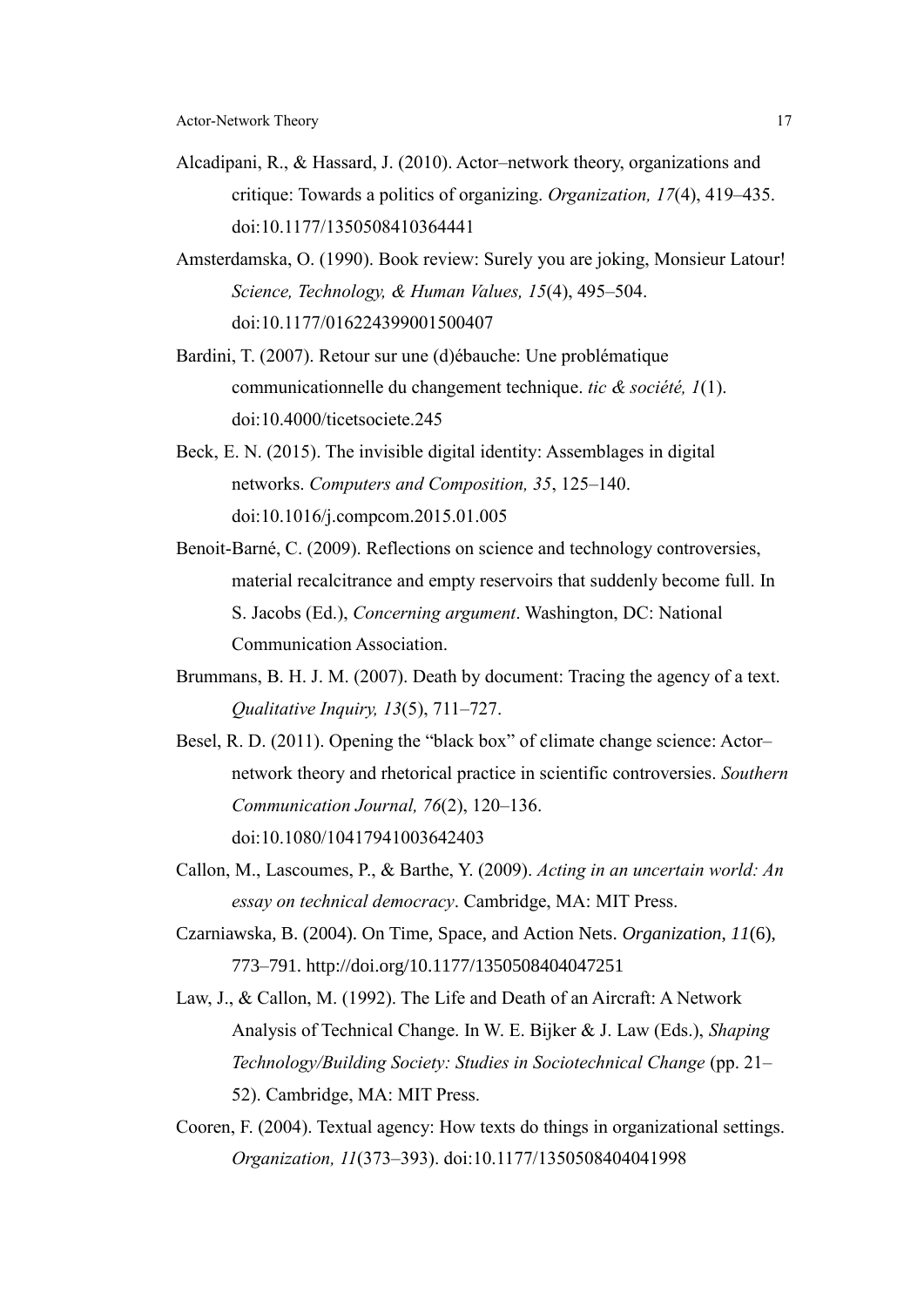Alcadipani, R., & Hassard, J. (2010). Actor–network theory, organizations and critique: Towards a politics of organizing. *Organization, 17*(4), 419–435. doi:10.1177/1350508410364441

Amsterdamska, O. (1990). Book review: Surely you are joking, Monsieur Latour! *Science, Technology, & Human Values, 15*(4), 495–504. doi:10.1177/016224399001500407

Bardini, T. (2007). Retour sur une (d)ébauche: Une problématique communicationnelle du changement technique. *tic & société, 1*(1). doi:10.4000/ticetsociete.245

Beck, E. N. (2015). The invisible digital identity: Assemblages in digital networks. *Computers and Composition, 35*, 125–140. doi:10.1016/j.compcom.2015.01.005

Benoit-Barné, C. (2009). Reflections on science and technology controversies, material recalcitrance and empty reservoirs that suddenly become full. In S. Jacobs (Ed.), *Concerning argument*. Washington, DC: National Communication Association.

Brummans, B. H. J. M. (2007). Death by document: Tracing the agency of a text. *Qualitative Inquiry, 13*(5), 711–727.

Besel, R. D. (2011). Opening the "black box" of climate change science: Actor–network theory and rhetorical practice in scientific controversies. *Southern Communication Journal, 76*(2), 120–136. doi:10.1080/10417941003642403

Callon, M., Lascoumes, P., & Barthe, Y. (2009). *Acting in an uncertain world: An essay on technical democracy*. Cambridge, MA: MIT Press.

Czarniawska, B. (2004). On Time, Space, and Action Nets. *Organization*, *11*(6), 773–791. http://doi.org/10.1177/1350508404047251

Law, J., & Callon, M. (1992). The Life and Death of an Aircraft: A Network Analysis of Technical Change. In W. E. Bijker & J. Law (Eds.), *Shaping Technology/Building Society: Studies in Sociotechnical Change* (pp. 21–52). Cambridge, MA: MIT Press.

Cooren, F. (2004). Textual agency: How texts do things in organizational settings. *Organization, 11*(373–393). doi:10.1177/1350508404041998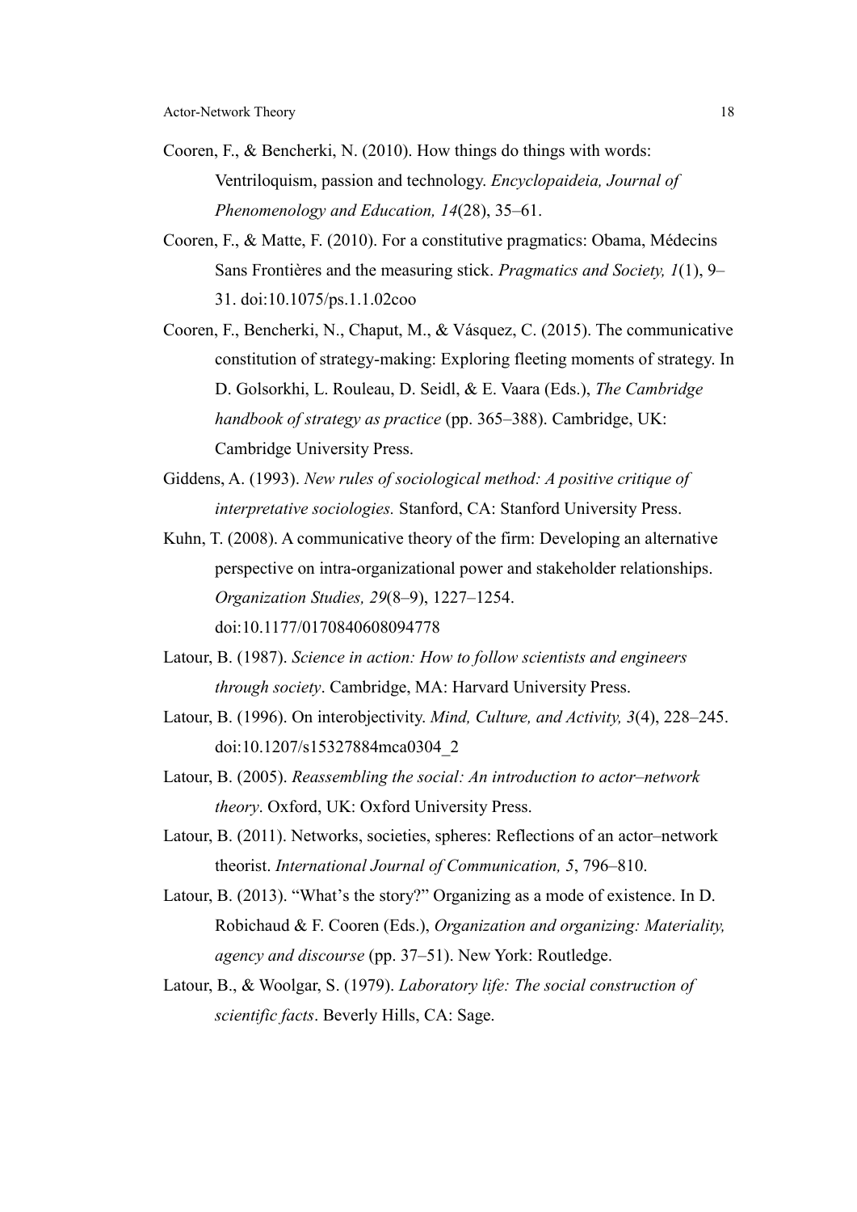Cooren, F., & Bencherki, N. (2010). How things do things with words: Ventriloquism, passion and technology. *Encyclopaideia, Journal of Phenomenology and Education, 14*(28), 35–61.

Cooren, F., & Matte, F. (2010). For a constitutive pragmatics: Obama, Médecins Sans Frontières and the measuring stick. *Pragmatics and Society, 1*(1), 9–31. doi:10.1075/ps.1.1.02coo

Cooren, F., Bencherki, N., Chaput, M., & Vásquez, C. (2015). The communicative constitution of strategy-making: Exploring fleeting moments of strategy. In D. Golsorkhi, L. Rouleau, D. Seidl, & E. Vaara (Eds.), *The Cambridge handbook of strategy as practice* (pp. 365–388). Cambridge, UK: Cambridge University Press.

Giddens, A. (1993). *New rules of sociological method: A positive critique of interpretative sociologies.* Stanford, CA: Stanford University Press.

Kuhn, T. (2008). A communicative theory of the firm: Developing an alternative perspective on intra-organizational power and stakeholder relationships. *Organization Studies, 29*(8–9), 1227–1254. doi:10.1177/0170840608094778

Latour, B. (1987). *Science in action: How to follow scientists and engineers through society*. Cambridge, MA: Harvard University Press.

Latour, B. (1996). On interobjectivity. *Mind, Culture, and Activity, 3*(4), 228–245. doi:10.1207/s15327884mca0304_2

Latour, B. (2005). *Reassembling the social: An introduction to actor–network theory*. Oxford, UK: Oxford University Press.

Latour, B. (2011). Networks, societies, spheres: Reflections of an actor–network theorist. *International Journal of Communication, 5*, 796–810.

Latour, B. (2013). "What's the story?" Organizing as a mode of existence. In D. Robichaud & F. Cooren (Eds.), *Organization and organizing: Materiality, agency and discourse* (pp. 37–51). New York: Routledge.

Latour, B., & Woolgar, S. (1979). *Laboratory life: The social construction of scientific facts*. Beverly Hills, CA: Sage.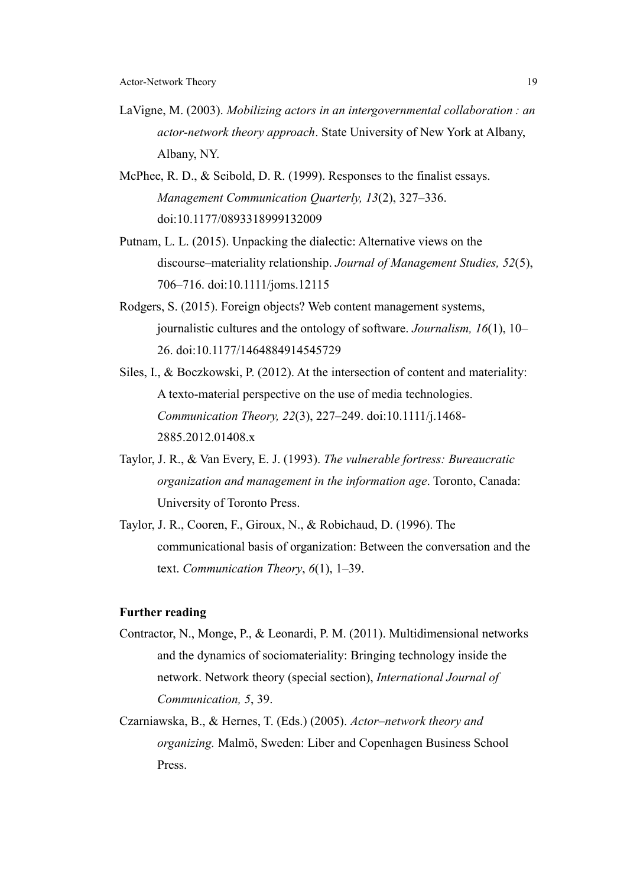LaVigne, M. (2003). *Mobilizing actors in an intergovernmental collaboration : an actor-network theory approach*. State University of New York at Albany, Albany, NY.

McPhee, R. D., & Seibold, D. R. (1999). Responses to the finalist essays. *Management Communication Quarterly, 13*(2), 327–336. doi:10.1177/0893318999132009

Putnam, L. L. (2015). Unpacking the dialectic: Alternative views on the discourse–materiality relationship. *Journal of Management Studies, 52*(5), 706–716. doi:10.1111/joms.12115

Rodgers, S. (2015). Foreign objects? Web content management systems, journalistic cultures and the ontology of software. *Journalism, 16*(1), 10–26. doi:10.1177/1464884914545729

Siles, I., & Boczkowski, P. (2012). At the intersection of content and materiality: A texto-material perspective on the use of media technologies. *Communication Theory, 22*(3), 227–249. doi:10.1111/j.1468-2885.2012.01408.x

Taylor, J. R., & Van Every, E. J. (1993). *The vulnerable fortress: Bureaucratic organization and management in the information age*. Toronto, Canada: University of Toronto Press.

Taylor, J. R., Cooren, F., Giroux, N., & Robichaud, D. (1996). The communicational basis of organization: Between the conversation and the text. *Communication Theory*, *6*(1), 1–39.

**Further reading**

Contractor, N., Monge, P., & Leonardi, P. M. (2011). Multidimensional networks and the dynamics of sociomateriality: Bringing technology inside the network. Network theory (special section), *International Journal of Communication, 5*, 39.

Czarniawska, B., & Hernes, T. (Eds.) (2005). *Actor–network theory and organizing.* Malmö, Sweden: Liber and Copenhagen Business School Press.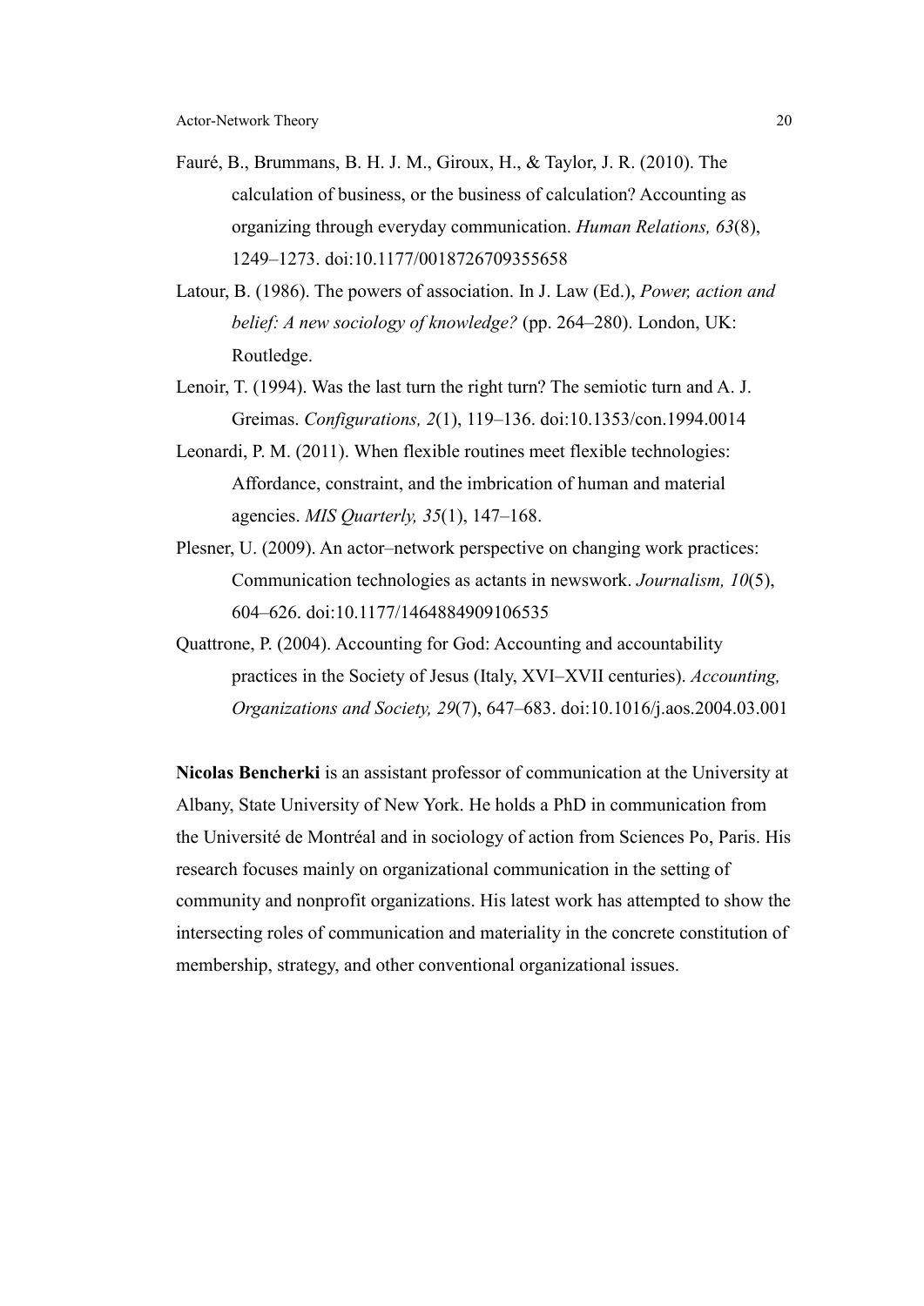Fauré, B., Brummans, B. H. J. M., Giroux, H., & Taylor, J. R. (2010). The calculation of business, or the business of calculation? Accounting as organizing through everyday communication. *Human Relations, 63*(8), 1249–1273. doi:10.1177/0018726709355658

Latour, B. (1986). The powers of association. In J. Law (Ed.), *Power, action and belief: A new sociology of knowledge?* (pp. 264–280). London, UK: Routledge.

Lenoir, T. (1994). Was the last turn the right turn? The semiotic turn and A. J. Greimas. *Configurations, 2*(1), 119–136. doi:10.1353/con.1994.0014

Leonardi, P. M. (2011). When flexible routines meet flexible technologies: Affordance, constraint, and the imbrication of human and material agencies. *MIS Quarterly, 35*(1), 147–168.

Plesner, U. (2009). An actor–network perspective on changing work practices: Communication technologies as actants in newswork. *Journalism, 10*(5), 604–626. doi:10.1177/1464884909106535

Quattrone, P. (2004). Accounting for God: Accounting and accountability practices in the Society of Jesus (Italy, XVI–XVII centuries). *Accounting, Organizations and Society, 29*(7), 647–683. doi:10.1016/j.aos.2004.03.001

**Nicolas Bencherki** is an assistant professor of communication at the University at Albany, State University of New York. He holds a PhD in communication from the Université de Montréal and in sociology of action from Sciences Po, Paris. His research focuses mainly on organizational communication in the setting of community and nonprofit organizations. His latest work has attempted to show the intersecting roles of communication and materiality in the concrete constitution of membership, strategy, and other conventional organizational issues.